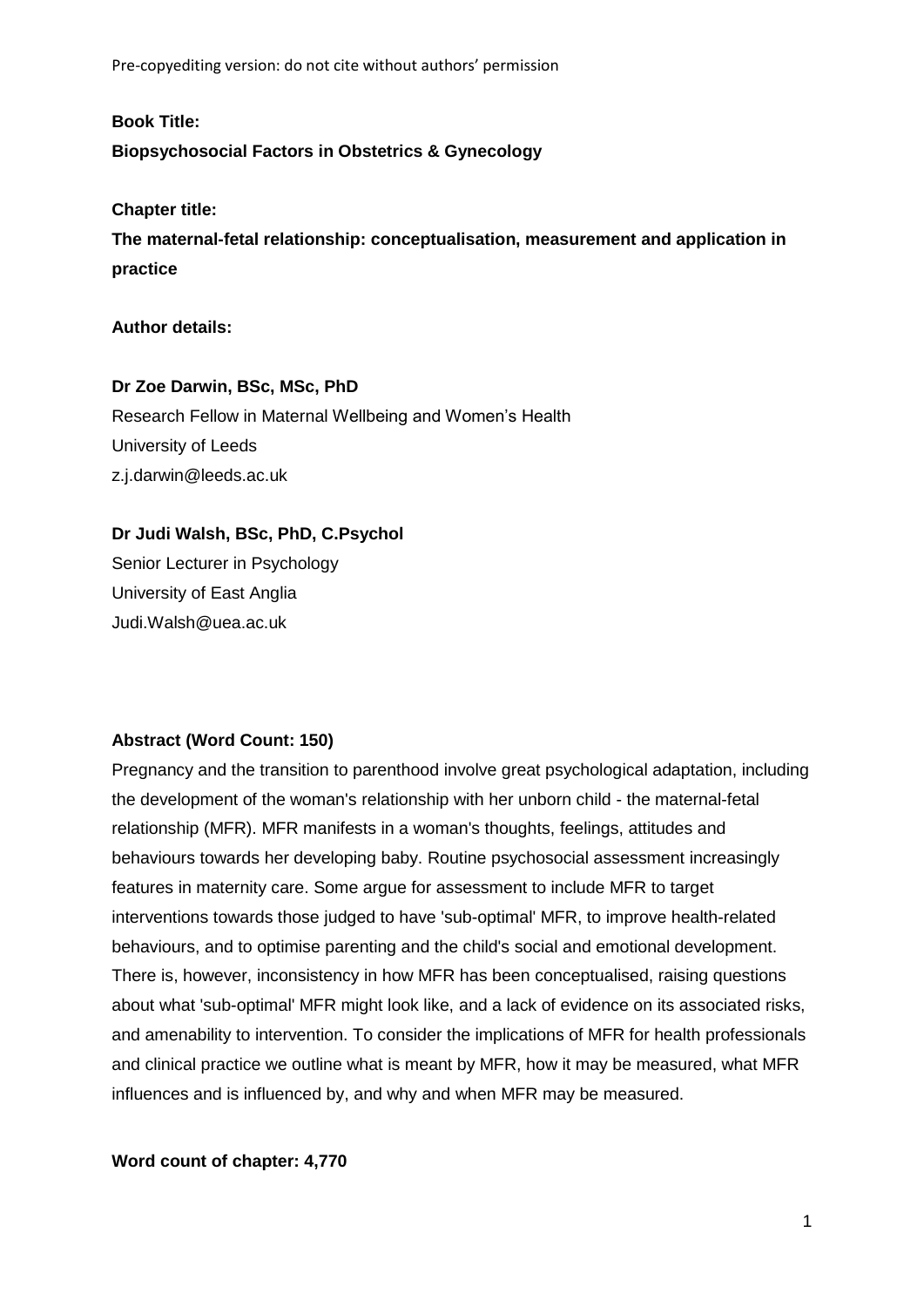Pre-copyediting version: do not cite without authors' permission

**Book Title:**
**Biopsychosocial Factors in Obstetrics & Gynecology**

**Chapter title:**
**The maternal-fetal relationship: conceptualisation, measurement and application in practice**

**Author details:**

**Dr Zoe Darwin, BSc, MSc, PhD**
Research Fellow in Maternal Wellbeing and Women's Health
University of Leeds
z.j.darwin@leeds.ac.uk

**Dr Judi Walsh, BSc, PhD, C.Psychol**
Senior Lecturer in Psychology
University of East Anglia
Judi.Walsh@uea.ac.uk

**Abstract (Word Count: 150)**

Pregnancy and the transition to parenthood involve great psychological adaptation, including the development of the woman's relationship with her unborn child - the maternal-fetal relationship (MFR). MFR manifests in a woman's thoughts, feelings, attitudes and behaviours towards her developing baby. Routine psychosocial assessment increasingly features in maternity care. Some argue for assessment to include MFR to target interventions towards those judged to have 'sub-optimal' MFR, to improve health-related behaviours, and to optimise parenting and the child's social and emotional development. There is, however, inconsistency in how MFR has been conceptualised, raising questions about what 'sub-optimal' MFR might look like, and a lack of evidence on its associated risks, and amenability to intervention. To consider the implications of MFR for health professionals and clinical practice we outline what is meant by MFR, how it may be measured, what MFR influences and is influenced by, and why and when MFR may be measured.

**Word count of chapter: 4,770**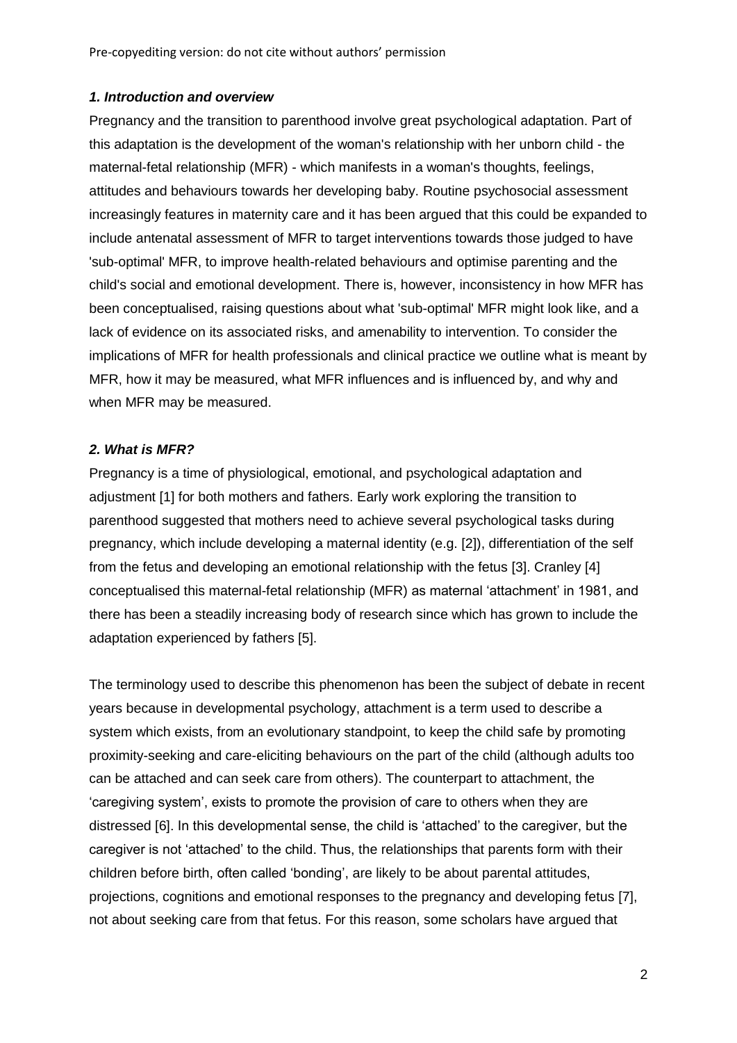### *1. Introduction and overview*

Pregnancy and the transition to parenthood involve great psychological adaptation. Part of this adaptation is the development of the woman's relationship with her unborn child - the maternal-fetal relationship (MFR) - which manifests in a woman's thoughts, feelings, attitudes and behaviours towards her developing baby. Routine psychosocial assessment increasingly features in maternity care and it has been argued that this could be expanded to include antenatal assessment of MFR to target interventions towards those judged to have 'sub-optimal' MFR, to improve health-related behaviours and optimise parenting and the child's social and emotional development. There is, however, inconsistency in how MFR has been conceptualised, raising questions about what 'sub-optimal' MFR might look like, and a lack of evidence on its associated risks, and amenability to intervention. To consider the implications of MFR for health professionals and clinical practice we outline what is meant by MFR, how it may be measured, what MFR influences and is influenced by, and why and when MFR may be measured.

### *2. What is MFR?*

Pregnancy is a time of physiological, emotional, and psychological adaptation and adjustment [1] for both mothers and fathers. Early work exploring the transition to parenthood suggested that mothers need to achieve several psychological tasks during pregnancy, which include developing a maternal identity (e.g. [2]), differentiation of the self from the fetus and developing an emotional relationship with the fetus [3]. Cranley [4] conceptualised this maternal-fetal relationship (MFR) as maternal 'attachment' in 1981, and there has been a steadily increasing body of research since which has grown to include the adaptation experienced by fathers [5].

The terminology used to describe this phenomenon has been the subject of debate in recent years because in developmental psychology, attachment is a term used to describe a system which exists, from an evolutionary standpoint, to keep the child safe by promoting proximity-seeking and care-eliciting behaviours on the part of the child (although adults too can be attached and can seek care from others). The counterpart to attachment, the 'caregiving system', exists to promote the provision of care to others when they are distressed [6]. In this developmental sense, the child is 'attached' to the caregiver, but the caregiver is not 'attached' to the child. Thus, the relationships that parents form with their children before birth, often called 'bonding', are likely to be about parental attitudes, projections, cognitions and emotional responses to the pregnancy and developing fetus [7], not about seeking care from that fetus. For this reason, some scholars have argued that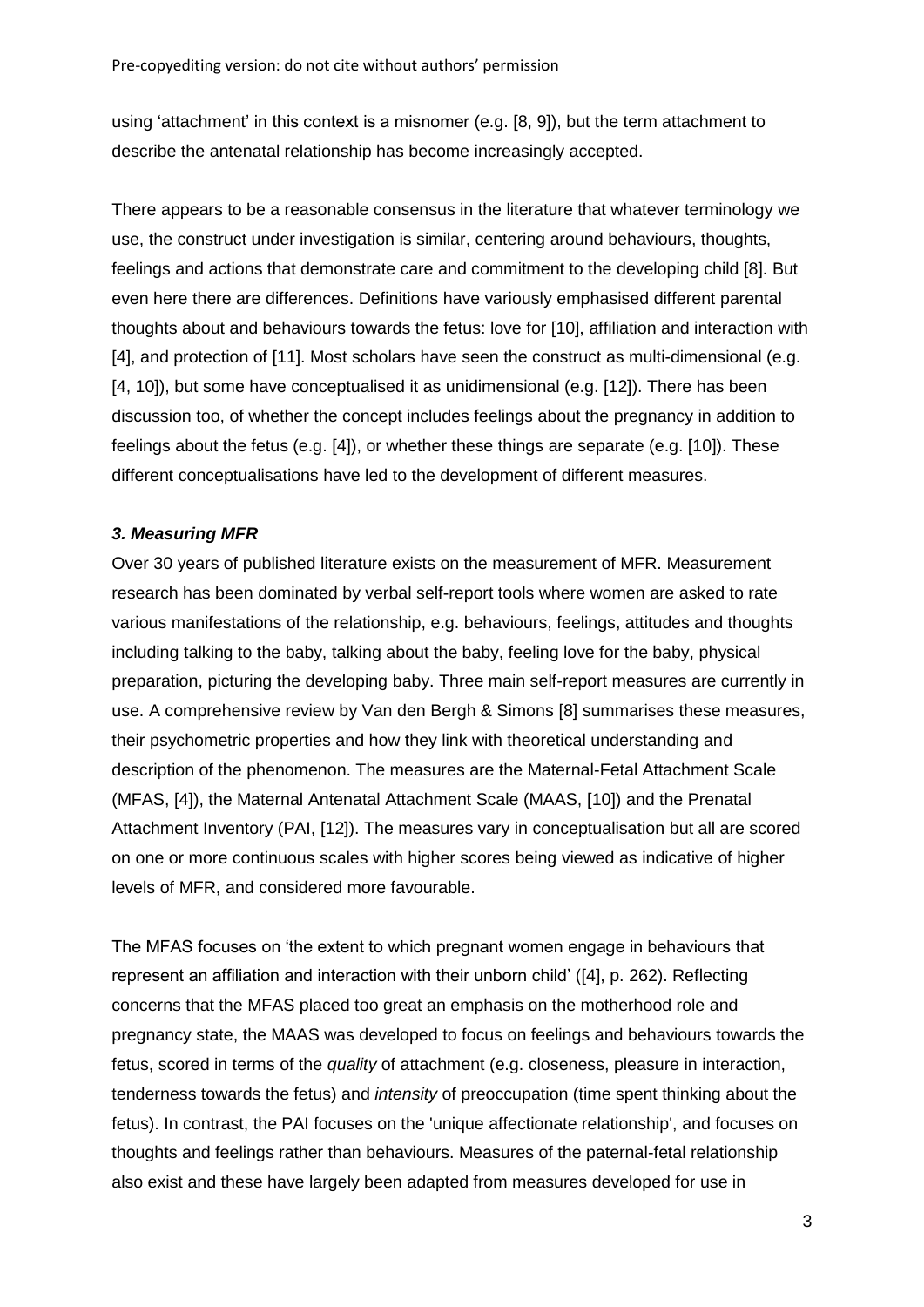using 'attachment' in this context is a misnomer (e.g. [8, 9]), but the term attachment to describe the antenatal relationship has become increasingly accepted.

There appears to be a reasonable consensus in the literature that whatever terminology we use, the construct under investigation is similar, centering around behaviours, thoughts, feelings and actions that demonstrate care and commitment to the developing child [8]. But even here there are differences. Definitions have variously emphasised different parental thoughts about and behaviours towards the fetus: love for [10], affiliation and interaction with [4], and protection of [11]. Most scholars have seen the construct as multi-dimensional (e.g. [4, 10]), but some have conceptualised it as unidimensional (e.g. [12]). There has been discussion too, of whether the concept includes feelings about the pregnancy in addition to feelings about the fetus (e.g. [4]), or whether these things are separate (e.g. [10]). These different conceptualisations have led to the development of different measures.

### *3. Measuring MFR*

Over 30 years of published literature exists on the measurement of MFR. Measurement research has been dominated by verbal self-report tools where women are asked to rate various manifestations of the relationship, e.g. behaviours, feelings, attitudes and thoughts including talking to the baby, talking about the baby, feeling love for the baby, physical preparation, picturing the developing baby. Three main self-report measures are currently in use. A comprehensive review by Van den Bergh & Simons [8] summarises these measures, their psychometric properties and how they link with theoretical understanding and description of the phenomenon. The measures are the Maternal-Fetal Attachment Scale (MFAS, [4]), the Maternal Antenatal Attachment Scale (MAAS, [10]) and the Prenatal Attachment Inventory (PAI, [12]). The measures vary in conceptualisation but all are scored on one or more continuous scales with higher scores being viewed as indicative of higher levels of MFR, and considered more favourable.

The MFAS focuses on 'the extent to which pregnant women engage in behaviours that represent an affiliation and interaction with their unborn child' ([4], p. 262). Reflecting concerns that the MFAS placed too great an emphasis on the motherhood role and pregnancy state, the MAAS was developed to focus on feelings and behaviours towards the fetus, scored in terms of the *quality* of attachment (e.g. closeness, pleasure in interaction, tenderness towards the fetus) and *intensity* of preoccupation (time spent thinking about the fetus). In contrast, the PAI focuses on the 'unique affectionate relationship', and focuses on thoughts and feelings rather than behaviours. Measures of the paternal-fetal relationship also exist and these have largely been adapted from measures developed for use in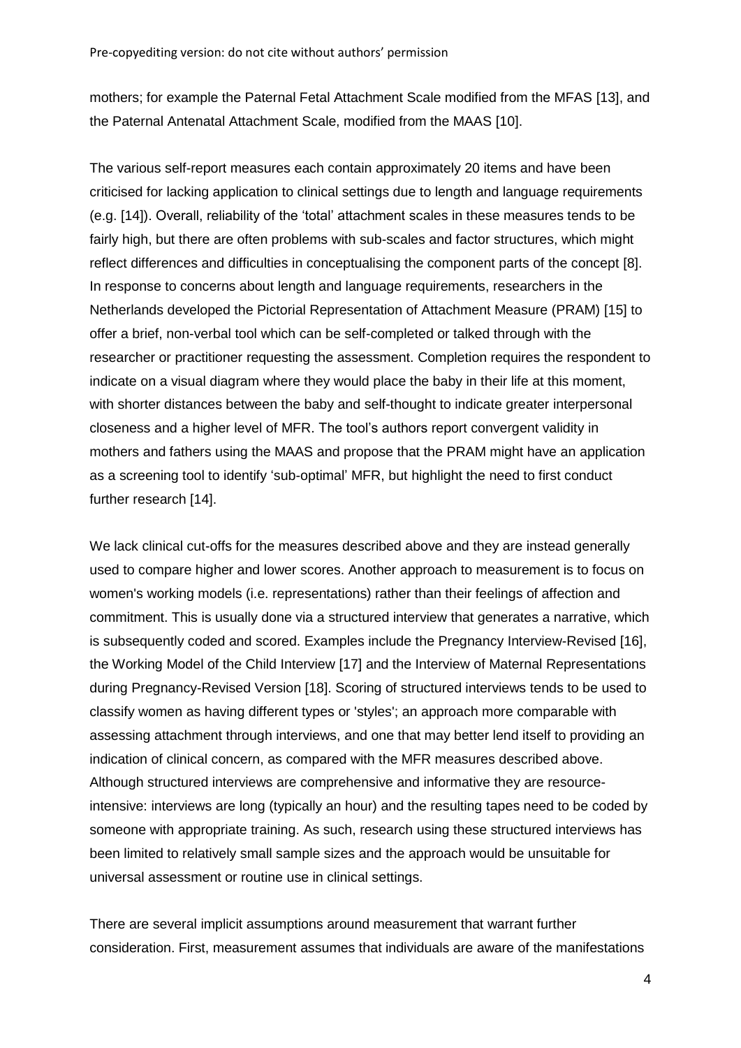mothers; for example the Paternal Fetal Attachment Scale modified from the MFAS [13], and the Paternal Antenatal Attachment Scale, modified from the MAAS [10].

The various self-report measures each contain approximately 20 items and have been criticised for lacking application to clinical settings due to length and language requirements (e.g. [14]). Overall, reliability of the 'total' attachment scales in these measures tends to be fairly high, but there are often problems with sub-scales and factor structures, which might reflect differences and difficulties in conceptualising the component parts of the concept [8]. In response to concerns about length and language requirements, researchers in the Netherlands developed the Pictorial Representation of Attachment Measure (PRAM) [15] to offer a brief, non-verbal tool which can be self-completed or talked through with the researcher or practitioner requesting the assessment. Completion requires the respondent to indicate on a visual diagram where they would place the baby in their life at this moment, with shorter distances between the baby and self-thought to indicate greater interpersonal closeness and a higher level of MFR. The tool's authors report convergent validity in mothers and fathers using the MAAS and propose that the PRAM might have an application as a screening tool to identify 'sub-optimal' MFR, but highlight the need to first conduct further research [14].

We lack clinical cut-offs for the measures described above and they are instead generally used to compare higher and lower scores. Another approach to measurement is to focus on women's working models (i.e. representations) rather than their feelings of affection and commitment. This is usually done via a structured interview that generates a narrative, which is subsequently coded and scored. Examples include the Pregnancy Interview-Revised [16], the Working Model of the Child Interview [17] and the Interview of Maternal Representations during Pregnancy-Revised Version [18]. Scoring of structured interviews tends to be used to classify women as having different types or 'styles'; an approach more comparable with assessing attachment through interviews, and one that may better lend itself to providing an indication of clinical concern, as compared with the MFR measures described above. Although structured interviews are comprehensive and informative they are resource-intensive: interviews are long (typically an hour) and the resulting tapes need to be coded by someone with appropriate training. As such, research using these structured interviews has been limited to relatively small sample sizes and the approach would be unsuitable for universal assessment or routine use in clinical settings.

There are several implicit assumptions around measurement that warrant further consideration. First, measurement assumes that individuals are aware of the manifestations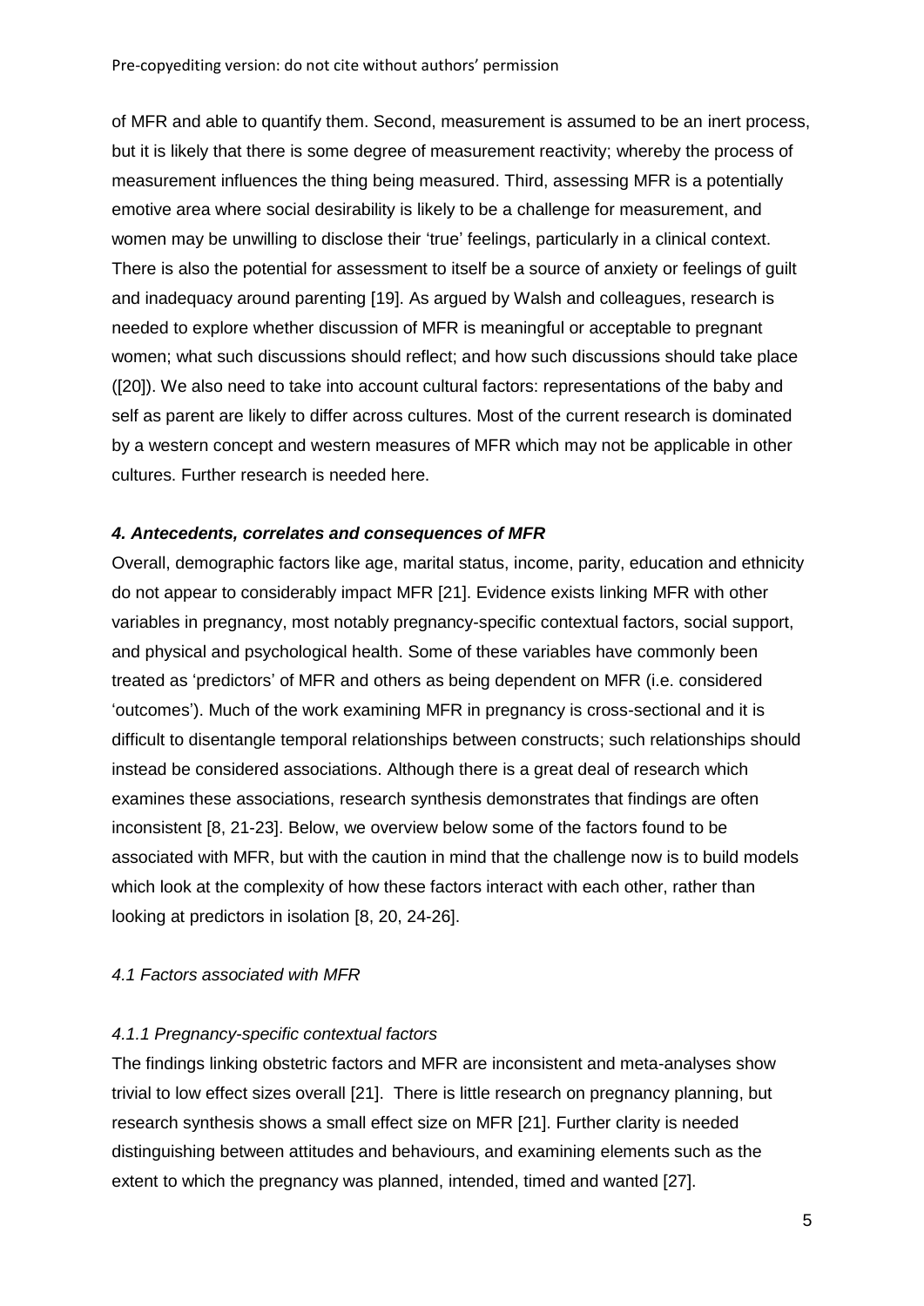of MFR and able to quantify them. Second, measurement is assumed to be an inert process, but it is likely that there is some degree of measurement reactivity; whereby the process of measurement influences the thing being measured. Third, assessing MFR is a potentially emotive area where social desirability is likely to be a challenge for measurement, and women may be unwilling to disclose their 'true' feelings, particularly in a clinical context. There is also the potential for assessment to itself be a source of anxiety or feelings of guilt and inadequacy around parenting [19]. As argued by Walsh and colleagues, research is needed to explore whether discussion of MFR is meaningful or acceptable to pregnant women; what such discussions should reflect; and how such discussions should take place ([20]). We also need to take into account cultural factors: representations of the baby and self as parent are likely to differ across cultures. Most of the current research is dominated by a western concept and western measures of MFR which may not be applicable in other cultures. Further research is needed here.

### *4. Antecedents, correlates and consequences of MFR*

Overall, demographic factors like age, marital status, income, parity, education and ethnicity do not appear to considerably impact MFR [21]. Evidence exists linking MFR with other variables in pregnancy, most notably pregnancy-specific contextual factors, social support, and physical and psychological health. Some of these variables have commonly been treated as 'predictors' of MFR and others as being dependent on MFR (i.e. considered 'outcomes'). Much of the work examining MFR in pregnancy is cross-sectional and it is difficult to disentangle temporal relationships between constructs; such relationships should instead be considered associations. Although there is a great deal of research which examines these associations, research synthesis demonstrates that findings are often inconsistent [8, 21-23]. Below, we overview below some of the factors found to be associated with MFR, but with the caution in mind that the challenge now is to build models which look at the complexity of how these factors interact with each other, rather than looking at predictors in isolation [8, 20, 24-26].

#### *4.1 Factors associated with MFR*

##### *4.1.1 Pregnancy-specific contextual factors*

The findings linking obstetric factors and MFR are inconsistent and meta-analyses show trivial to low effect sizes overall [21]. There is little research on pregnancy planning, but research synthesis shows a small effect size on MFR [21]. Further clarity is needed distinguishing between attitudes and behaviours, and examining elements such as the extent to which the pregnancy was planned, intended, timed and wanted [27].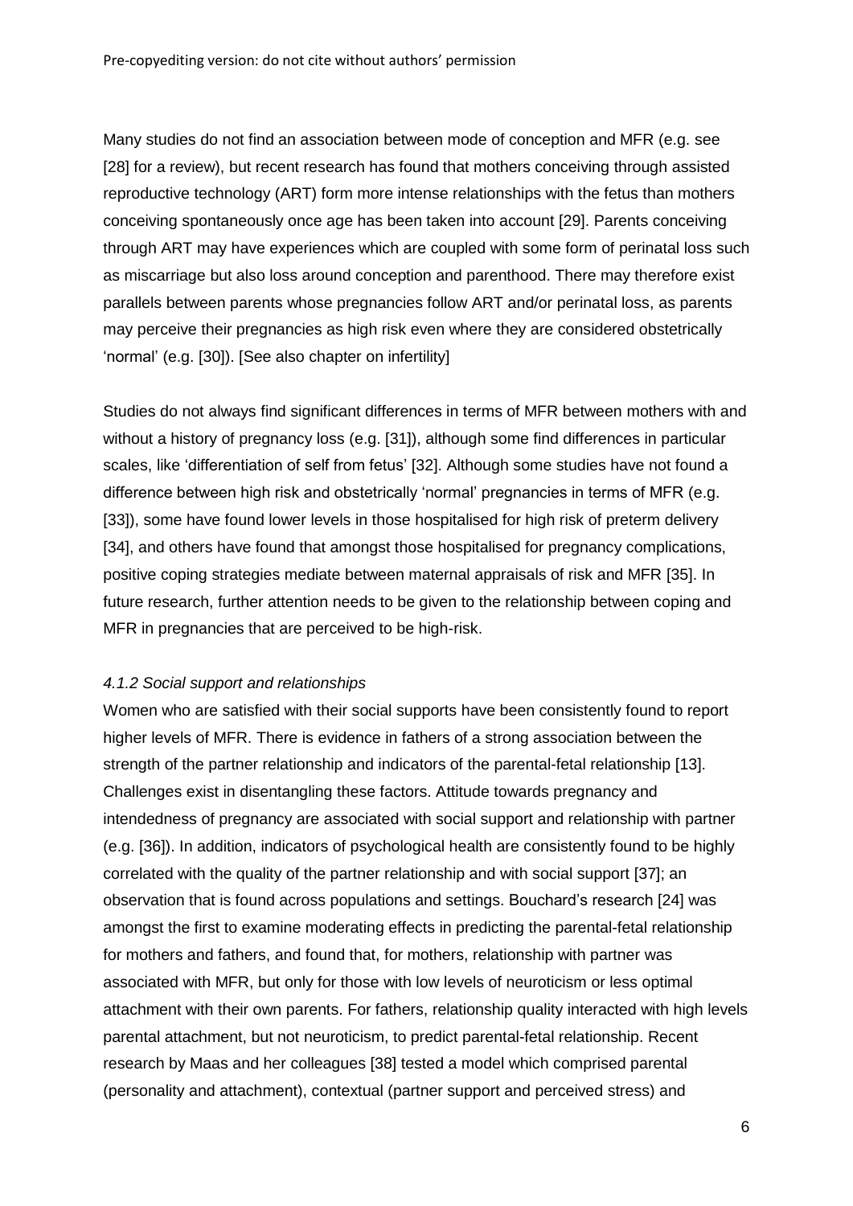Many studies do not find an association between mode of conception and MFR (e.g. see [28] for a review), but recent research has found that mothers conceiving through assisted reproductive technology (ART) form more intense relationships with the fetus than mothers conceiving spontaneously once age has been taken into account [29]. Parents conceiving through ART may have experiences which are coupled with some form of perinatal loss such as miscarriage but also loss around conception and parenthood. There may therefore exist parallels between parents whose pregnancies follow ART and/or perinatal loss, as parents may perceive their pregnancies as high risk even where they are considered obstetrically 'normal' (e.g. [30]). [See also chapter on infertility]

Studies do not always find significant differences in terms of MFR between mothers with and without a history of pregnancy loss (e.g. [31]), although some find differences in particular scales, like 'differentiation of self from fetus' [32]. Although some studies have not found a difference between high risk and obstetrically 'normal' pregnancies in terms of MFR (e.g. [33]), some have found lower levels in those hospitalised for high risk of preterm delivery [34], and others have found that amongst those hospitalised for pregnancy complications, positive coping strategies mediate between maternal appraisals of risk and MFR [35]. In future research, further attention needs to be given to the relationship between coping and MFR in pregnancies that are perceived to be high-risk.

#### *4.1.2 Social support and relationships*

Women who are satisfied with their social supports have been consistently found to report higher levels of MFR. There is evidence in fathers of a strong association between the strength of the partner relationship and indicators of the parental-fetal relationship [13]. Challenges exist in disentangling these factors. Attitude towards pregnancy and intendedness of pregnancy are associated with social support and relationship with partner (e.g. [36]). In addition, indicators of psychological health are consistently found to be highly correlated with the quality of the partner relationship and with social support [37]; an observation that is found across populations and settings. Bouchard's research [24] was amongst the first to examine moderating effects in predicting the parental-fetal relationship for mothers and fathers, and found that, for mothers, relationship with partner was associated with MFR, but only for those with low levels of neuroticism or less optimal attachment with their own parents. For fathers, relationship quality interacted with high levels parental attachment, but not neuroticism, to predict parental-fetal relationship. Recent research by Maas and her colleagues [38] tested a model which comprised parental (personality and attachment), contextual (partner support and perceived stress) and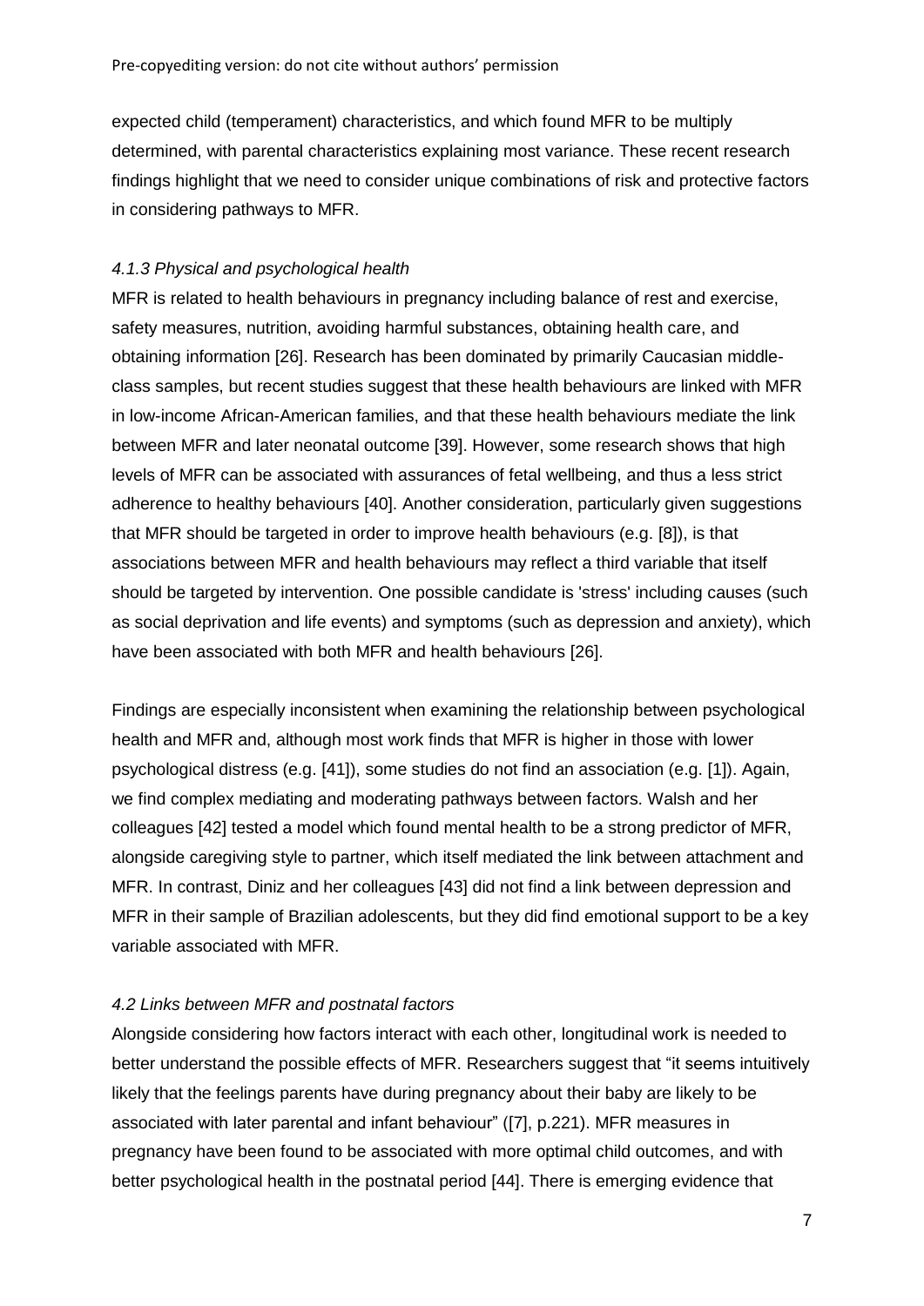expected child (temperament) characteristics, and which found MFR to be multiply determined, with parental characteristics explaining most variance. These recent research findings highlight that we need to consider unique combinations of risk and protective factors in considering pathways to MFR.

#### *4.1.3 Physical and psychological health*

MFR is related to health behaviours in pregnancy including balance of rest and exercise, safety measures, nutrition, avoiding harmful substances, obtaining health care, and obtaining information [26]. Research has been dominated by primarily Caucasian middle-class samples, but recent studies suggest that these health behaviours are linked with MFR in low-income African-American families, and that these health behaviours mediate the link between MFR and later neonatal outcome [39]. However, some research shows that high levels of MFR can be associated with assurances of fetal wellbeing, and thus a less strict adherence to healthy behaviours [40]. Another consideration, particularly given suggestions that MFR should be targeted in order to improve health behaviours (e.g. [8]), is that associations between MFR and health behaviours may reflect a third variable that itself should be targeted by intervention. One possible candidate is 'stress' including causes (such as social deprivation and life events) and symptoms (such as depression and anxiety), which have been associated with both MFR and health behaviours [26].

Findings are especially inconsistent when examining the relationship between psychological health and MFR and, although most work finds that MFR is higher in those with lower psychological distress (e.g. [41]), some studies do not find an association (e.g. [1]). Again, we find complex mediating and moderating pathways between factors. Walsh and her colleagues [42] tested a model which found mental health to be a strong predictor of MFR, alongside caregiving style to partner, which itself mediated the link between attachment and MFR. In contrast, Diniz and her colleagues [43] did not find a link between depression and MFR in their sample of Brazilian adolescents, but they did find emotional support to be a key variable associated with MFR.

### *4.2 Links between MFR and postnatal factors*

Alongside considering how factors interact with each other, longitudinal work is needed to better understand the possible effects of MFR. Researchers suggest that "it seems intuitively likely that the feelings parents have during pregnancy about their baby are likely to be associated with later parental and infant behaviour" ([7], p.221). MFR measures in pregnancy have been found to be associated with more optimal child outcomes, and with better psychological health in the postnatal period [44]. There is emerging evidence that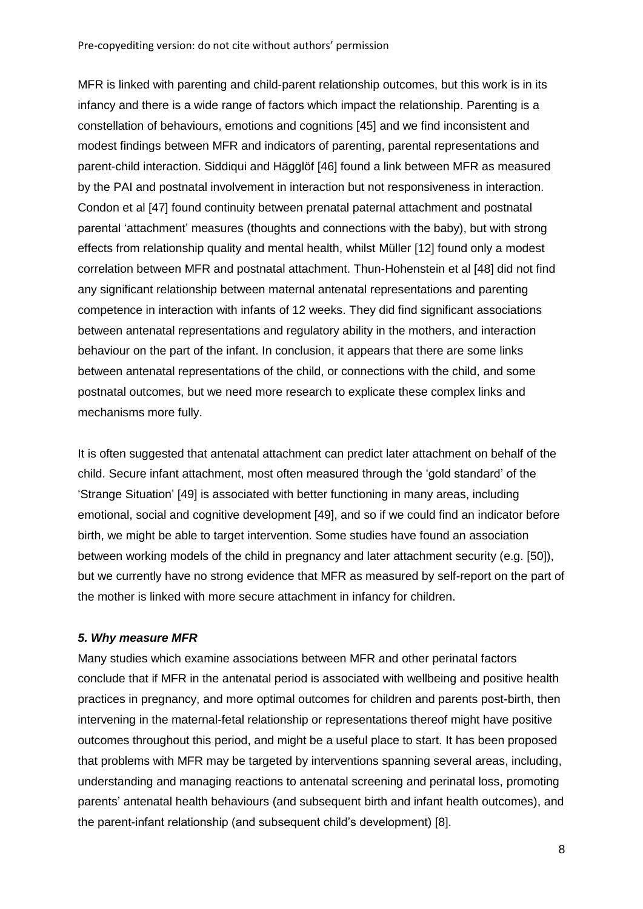MFR is linked with parenting and child-parent relationship outcomes, but this work is in its infancy and there is a wide range of factors which impact the relationship. Parenting is a constellation of behaviours, emotions and cognitions [45] and we find inconsistent and modest findings between MFR and indicators of parenting, parental representations and parent-child interaction. Siddiqui and Hägglöf [46] found a link between MFR as measured by the PAI and postnatal involvement in interaction but not responsiveness in interaction. Condon et al [47] found continuity between prenatal paternal attachment and postnatal parental 'attachment' measures (thoughts and connections with the baby), but with strong effects from relationship quality and mental health, whilst Müller [12] found only a modest correlation between MFR and postnatal attachment. Thun-Hohenstein et al [48] did not find any significant relationship between maternal antenatal representations and parenting competence in interaction with infants of 12 weeks. They did find significant associations between antenatal representations and regulatory ability in the mothers, and interaction behaviour on the part of the infant. In conclusion, it appears that there are some links between antenatal representations of the child, or connections with the child, and some postnatal outcomes, but we need more research to explicate these complex links and mechanisms more fully.

It is often suggested that antenatal attachment can predict later attachment on behalf of the child. Secure infant attachment, most often measured through the 'gold standard' of the 'Strange Situation' [49] is associated with better functioning in many areas, including emotional, social and cognitive development [49], and so if we could find an indicator before birth, we might be able to target intervention. Some studies have found an association between working models of the child in pregnancy and later attachment security (e.g. [50]), but we currently have no strong evidence that MFR as measured by self-report on the part of the mother is linked with more secure attachment in infancy for children.

### *5. Why measure MFR*

Many studies which examine associations between MFR and other perinatal factors conclude that if MFR in the antenatal period is associated with wellbeing and positive health practices in pregnancy, and more optimal outcomes for children and parents post-birth, then intervening in the maternal-fetal relationship or representations thereof might have positive outcomes throughout this period, and might be a useful place to start. It has been proposed that problems with MFR may be targeted by interventions spanning several areas, including, understanding and managing reactions to antenatal screening and perinatal loss, promoting parents' antenatal health behaviours (and subsequent birth and infant health outcomes), and the parent-infant relationship (and subsequent child's development) [8].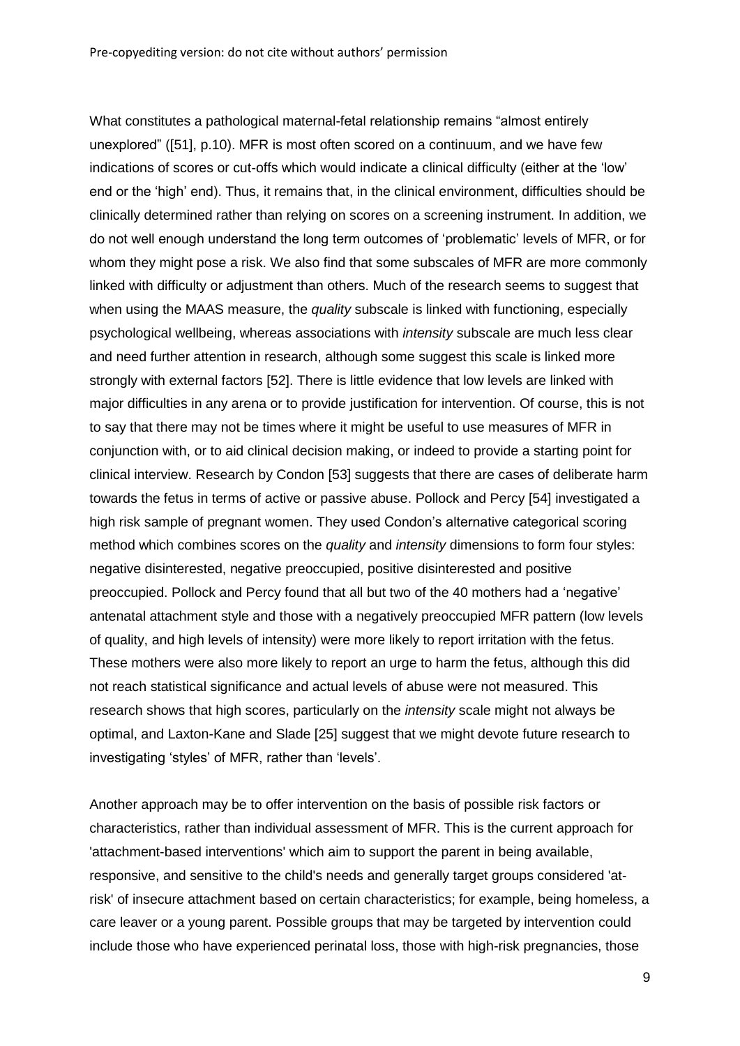What constitutes a pathological maternal-fetal relationship remains “almost entirely unexplored” ([51], p.10). MFR is most often scored on a continuum, and we have few indications of scores or cut-offs which would indicate a clinical difficulty (either at the ‘low’ end or the ‘high’ end). Thus, it remains that, in the clinical environment, difficulties should be clinically determined rather than relying on scores on a screening instrument. In addition, we do not well enough understand the long term outcomes of ‘problematic’ levels of MFR, or for whom they might pose a risk. We also find that some subscales of MFR are more commonly linked with difficulty or adjustment than others. Much of the research seems to suggest that when using the MAAS measure, the *quality* subscale is linked with functioning, especially psychological wellbeing, whereas associations with *intensity* subscale are much less clear and need further attention in research, although some suggest this scale is linked more strongly with external factors [52]. There is little evidence that low levels are linked with major difficulties in any arena or to provide justification for intervention. Of course, this is not to say that there may not be times where it might be useful to use measures of MFR in conjunction with, or to aid clinical decision making, or indeed to provide a starting point for clinical interview. Research by Condon [53] suggests that there are cases of deliberate harm towards the fetus in terms of active or passive abuse. Pollock and Percy [54] investigated a high risk sample of pregnant women. They used Condon’s alternative categorical scoring method which combines scores on the *quality* and *intensity* dimensions to form four styles: negative disinterested, negative preoccupied, positive disinterested and positive preoccupied. Pollock and Percy found that all but two of the 40 mothers had a ‘negative’ antenatal attachment style and those with a negatively preoccupied MFR pattern (low levels of quality, and high levels of intensity) were more likely to report irritation with the fetus. These mothers were also more likely to report an urge to harm the fetus, although this did not reach statistical significance and actual levels of abuse were not measured. This research shows that high scores, particularly on the *intensity* scale might not always be optimal, and Laxton-Kane and Slade [25] suggest that we might devote future research to investigating ‘styles’ of MFR, rather than ‘levels’.

Another approach may be to offer intervention on the basis of possible risk factors or characteristics, rather than individual assessment of MFR. This is the current approach for 'attachment-based interventions' which aim to support the parent in being available, responsive, and sensitive to the child's needs and generally target groups considered 'at-risk' of insecure attachment based on certain characteristics; for example, being homeless, a care leaver or a young parent. Possible groups that may be targeted by intervention could include those who have experienced perinatal loss, those with high-risk pregnancies, those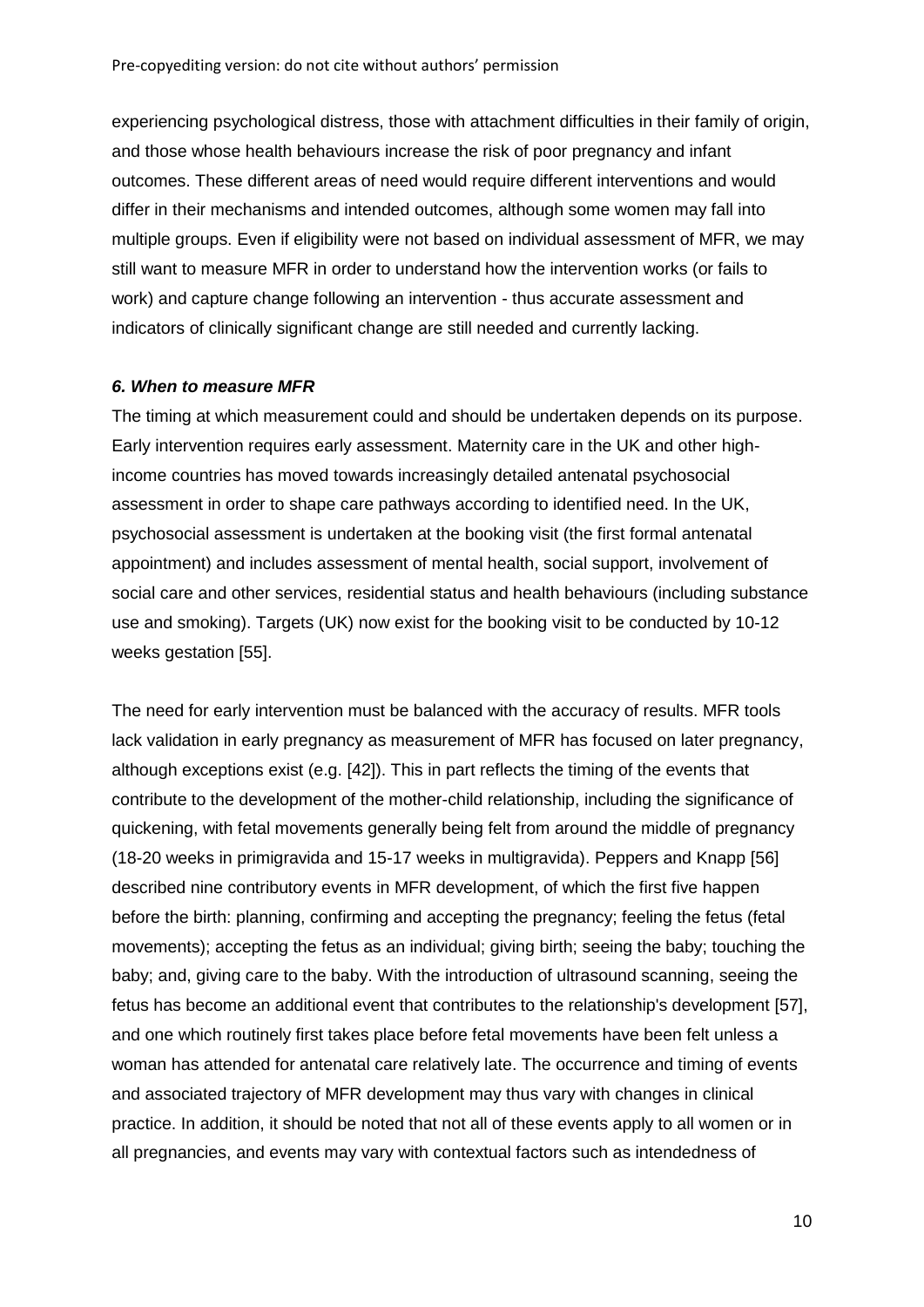experiencing psychological distress, those with attachment difficulties in their family of origin, and those whose health behaviours increase the risk of poor pregnancy and infant outcomes. These different areas of need would require different interventions and would differ in their mechanisms and intended outcomes, although some women may fall into multiple groups. Even if eligibility were not based on individual assessment of MFR, we may still want to measure MFR in order to understand how the intervention works (or fails to work) and capture change following an intervention - thus accurate assessment and indicators of clinically significant change are still needed and currently lacking.

### *6. When to measure MFR*

The timing at which measurement could and should be undertaken depends on its purpose. Early intervention requires early assessment. Maternity care in the UK and other high-income countries has moved towards increasingly detailed antenatal psychosocial assessment in order to shape care pathways according to identified need. In the UK, psychosocial assessment is undertaken at the booking visit (the first formal antenatal appointment) and includes assessment of mental health, social support, involvement of social care and other services, residential status and health behaviours (including substance use and smoking). Targets (UK) now exist for the booking visit to be conducted by 10-12 weeks gestation [55].

The need for early intervention must be balanced with the accuracy of results. MFR tools lack validation in early pregnancy as measurement of MFR has focused on later pregnancy, although exceptions exist (e.g. [42]). This in part reflects the timing of the events that contribute to the development of the mother-child relationship, including the significance of quickening, with fetal movements generally being felt from around the middle of pregnancy (18-20 weeks in primigravida and 15-17 weeks in multigravida). Peppers and Knapp [56] described nine contributory events in MFR development, of which the first five happen before the birth: planning, confirming and accepting the pregnancy; feeling the fetus (fetal movements); accepting the fetus as an individual; giving birth; seeing the baby; touching the baby; and, giving care to the baby. With the introduction of ultrasound scanning, seeing the fetus has become an additional event that contributes to the relationship's development [57], and one which routinely first takes place before fetal movements have been felt unless a woman has attended for antenatal care relatively late. The occurrence and timing of events and associated trajectory of MFR development may thus vary with changes in clinical practice. In addition, it should be noted that not all of these events apply to all women or in all pregnancies, and events may vary with contextual factors such as intendedness of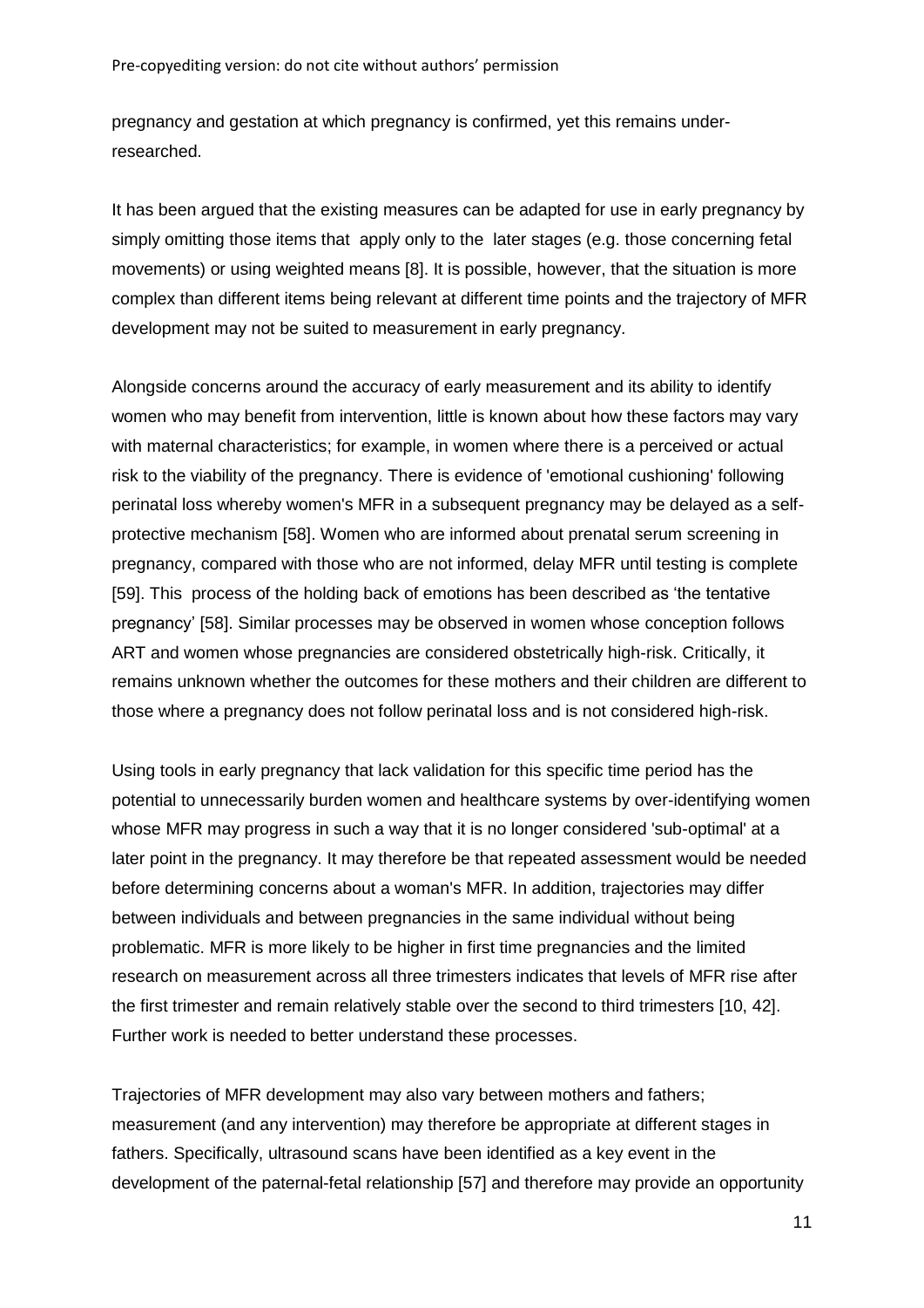pregnancy and gestation at which pregnancy is confirmed, yet this remains under-researched.

It has been argued that the existing measures can be adapted for use in early pregnancy by simply omitting those items that apply only to the later stages (e.g. those concerning fetal movements) or using weighted means [8]. It is possible, however, that the situation is more complex than different items being relevant at different time points and the trajectory of MFR development may not be suited to measurement in early pregnancy.

Alongside concerns around the accuracy of early measurement and its ability to identify women who may benefit from intervention, little is known about how these factors may vary with maternal characteristics; for example, in women where there is a perceived or actual risk to the viability of the pregnancy. There is evidence of 'emotional cushioning' following perinatal loss whereby women's MFR in a subsequent pregnancy may be delayed as a self-protective mechanism [58]. Women who are informed about prenatal serum screening in pregnancy, compared with those who are not informed, delay MFR until testing is complete [59]. This process of the holding back of emotions has been described as 'the tentative pregnancy' [58]. Similar processes may be observed in women whose conception follows ART and women whose pregnancies are considered obstetrically high-risk. Critically, it remains unknown whether the outcomes for these mothers and their children are different to those where a pregnancy does not follow perinatal loss and is not considered high-risk.

Using tools in early pregnancy that lack validation for this specific time period has the potential to unnecessarily burden women and healthcare systems by over-identifying women whose MFR may progress in such a way that it is no longer considered 'sub-optimal' at a later point in the pregnancy. It may therefore be that repeated assessment would be needed before determining concerns about a woman's MFR. In addition, trajectories may differ between individuals and between pregnancies in the same individual without being problematic. MFR is more likely to be higher in first time pregnancies and the limited research on measurement across all three trimesters indicates that levels of MFR rise after the first trimester and remain relatively stable over the second to third trimesters [10, 42]. Further work is needed to better understand these processes.

Trajectories of MFR development may also vary between mothers and fathers; measurement (and any intervention) may therefore be appropriate at different stages in fathers. Specifically, ultrasound scans have been identified as a key event in the development of the paternal-fetal relationship [57] and therefore may provide an opportunity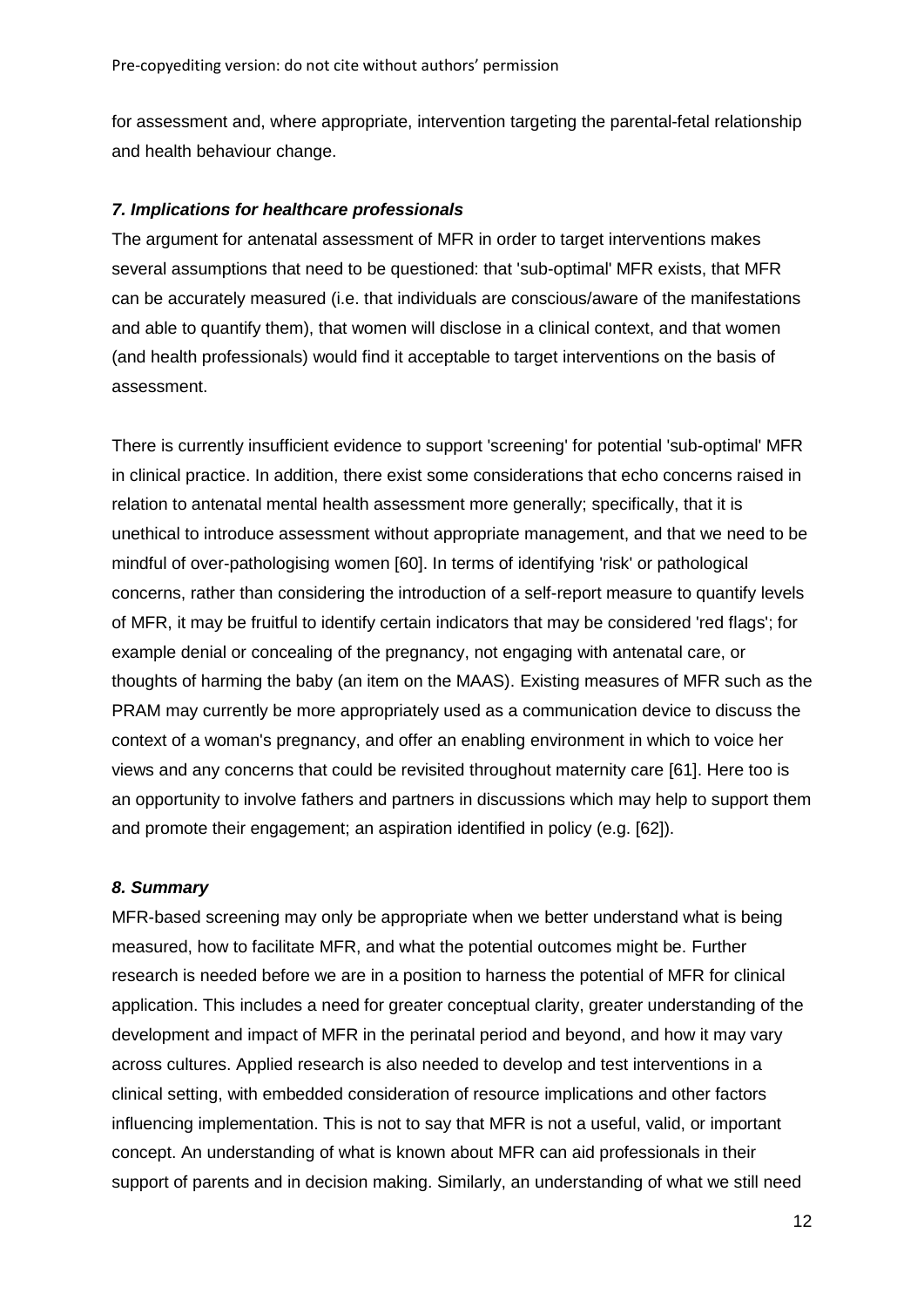for assessment and, where appropriate, intervention targeting the parental-fetal relationship and health behaviour change.

### *7. Implications for healthcare professionals*

The argument for antenatal assessment of MFR in order to target interventions makes several assumptions that need to be questioned: that 'sub-optimal' MFR exists, that MFR can be accurately measured (i.e. that individuals are conscious/aware of the manifestations and able to quantify them), that women will disclose in a clinical context, and that women (and health professionals) would find it acceptable to target interventions on the basis of assessment.

There is currently insufficient evidence to support 'screening' for potential 'sub-optimal' MFR in clinical practice. In addition, there exist some considerations that echo concerns raised in relation to antenatal mental health assessment more generally; specifically, that it is unethical to introduce assessment without appropriate management, and that we need to be mindful of over-pathologising women [60]. In terms of identifying 'risk' or pathological concerns, rather than considering the introduction of a self-report measure to quantify levels of MFR, it may be fruitful to identify certain indicators that may be considered 'red flags'; for example denial or concealing of the pregnancy, not engaging with antenatal care, or thoughts of harming the baby (an item on the MAAS). Existing measures of MFR such as the PRAM may currently be more appropriately used as a communication device to discuss the context of a woman's pregnancy, and offer an enabling environment in which to voice her views and any concerns that could be revisited throughout maternity care [61]. Here too is an opportunity to involve fathers and partners in discussions which may help to support them and promote their engagement; an aspiration identified in policy (e.g. [62]).

### *8. Summary*

MFR-based screening may only be appropriate when we better understand what is being measured, how to facilitate MFR, and what the potential outcomes might be. Further research is needed before we are in a position to harness the potential of MFR for clinical application. This includes a need for greater conceptual clarity, greater understanding of the development and impact of MFR in the perinatal period and beyond, and how it may vary across cultures. Applied research is also needed to develop and test interventions in a clinical setting, with embedded consideration of resource implications and other factors influencing implementation. This is not to say that MFR is not a useful, valid, or important concept. An understanding of what is known about MFR can aid professionals in their support of parents and in decision making. Similarly, an understanding of what we still need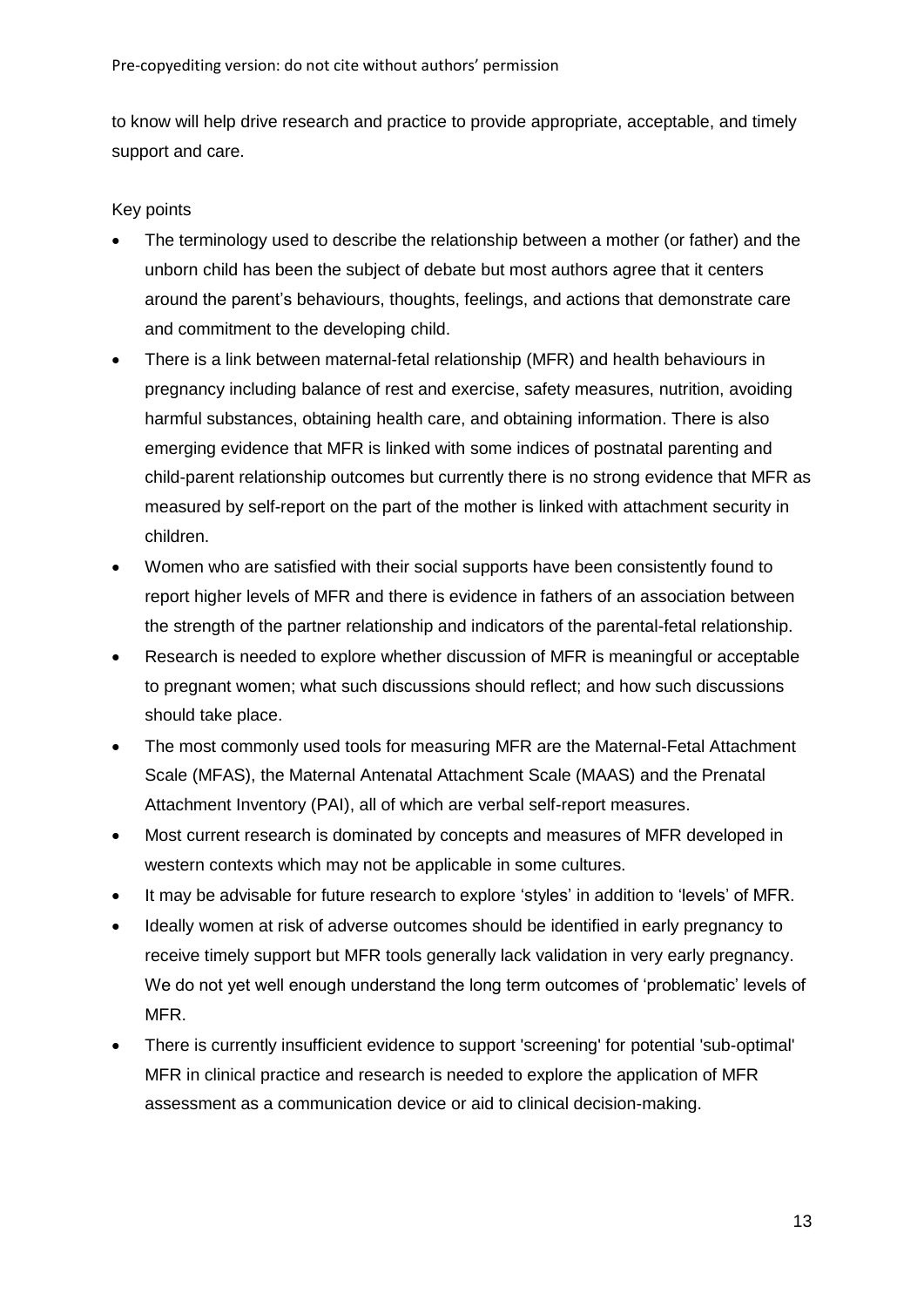to know will help drive research and practice to provide appropriate, acceptable, and timely support and care.

Key points

- The terminology used to describe the relationship between a mother (or father) and the unborn child has been the subject of debate but most authors agree that it centers around the parent's behaviours, thoughts, feelings, and actions that demonstrate care and commitment to the developing child.
- There is a link between maternal-fetal relationship (MFR) and health behaviours in pregnancy including balance of rest and exercise, safety measures, nutrition, avoiding harmful substances, obtaining health care, and obtaining information. There is also emerging evidence that MFR is linked with some indices of postnatal parenting and child-parent relationship outcomes but currently there is no strong evidence that MFR as measured by self-report on the part of the mother is linked with attachment security in children.
- Women who are satisfied with their social supports have been consistently found to report higher levels of MFR and there is evidence in fathers of an association between the strength of the partner relationship and indicators of the parental-fetal relationship.
- Research is needed to explore whether discussion of MFR is meaningful or acceptable to pregnant women; what such discussions should reflect; and how such discussions should take place.
- The most commonly used tools for measuring MFR are the Maternal-Fetal Attachment Scale (MFAS), the Maternal Antenatal Attachment Scale (MAAS) and the Prenatal Attachment Inventory (PAI), all of which are verbal self-report measures.
- Most current research is dominated by concepts and measures of MFR developed in western contexts which may not be applicable in some cultures.
- It may be advisable for future research to explore 'styles' in addition to 'levels' of MFR.
- Ideally women at risk of adverse outcomes should be identified in early pregnancy to receive timely support but MFR tools generally lack validation in very early pregnancy. We do not yet well enough understand the long term outcomes of 'problematic' levels of MFR.
- There is currently insufficient evidence to support 'screening' for potential 'sub-optimal' MFR in clinical practice and research is needed to explore the application of MFR assessment as a communication device or aid to clinical decision-making.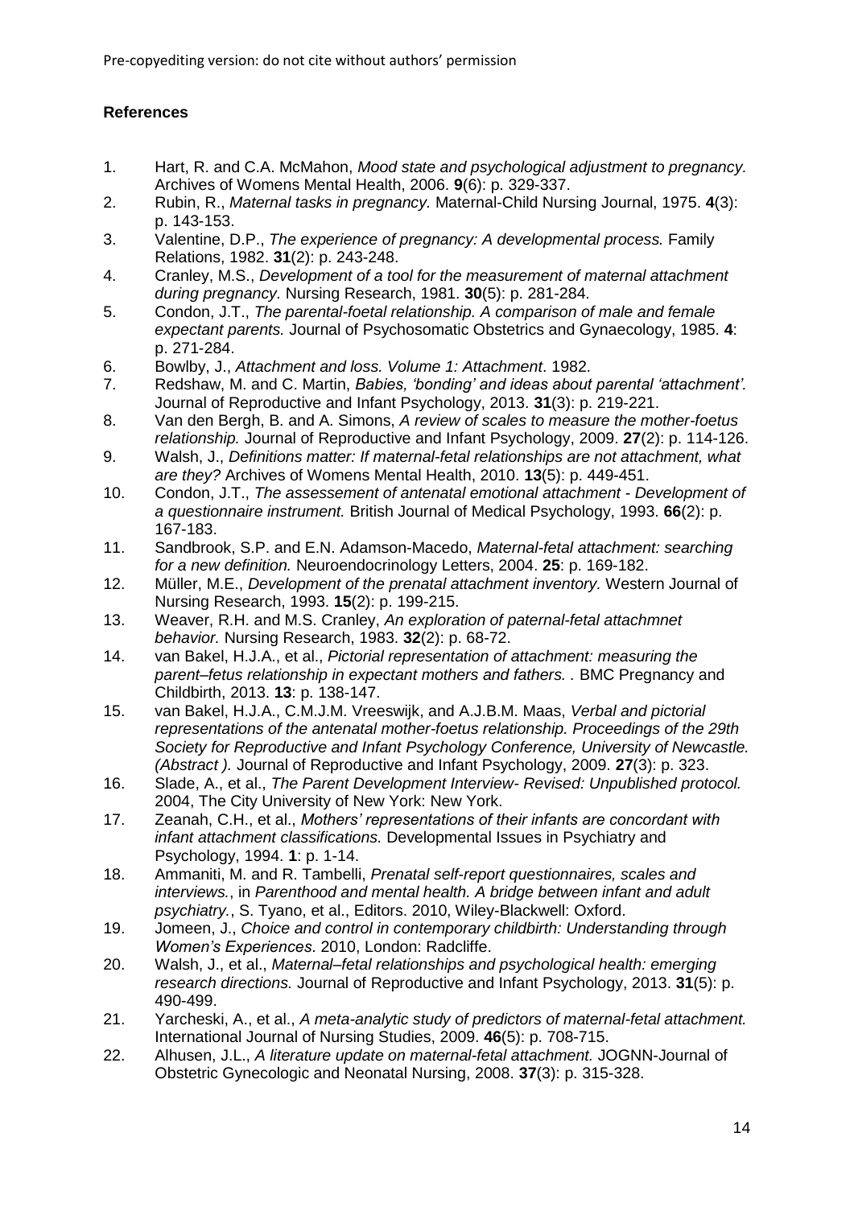**References**

1. Hart, R. and C.A. McMahon, *Mood state and psychological adjustment to pregnancy.* Archives of Womens Mental Health, 2006. **9**(6): p. 329-337.
2. Rubin, R., *Maternal tasks in pregnancy.* Maternal-Child Nursing Journal, 1975. **4**(3): p. 143-153.
3. Valentine, D.P., *The experience of pregnancy: A developmental process.* Family Relations, 1982. **31**(2): p. 243-248.
4. Cranley, M.S., *Development of a tool for the measurement of maternal attachment during pregnancy.* Nursing Research, 1981. **30**(5): p. 281-284.
5. Condon, J.T., *The parental-foetal relationship. A comparison of male and female expectant parents.* Journal of Psychosomatic Obstetrics and Gynaecology, 1985. **4**: p. 271-284.
6. Bowlby, J., *Attachment and loss. Volume 1: Attachment*. 1982.
7. Redshaw, M. and C. Martin, *Babies, 'bonding' and ideas about parental 'attachment'.* Journal of Reproductive and Infant Psychology, 2013. **31**(3): p. 219-221.
8. Van den Bergh, B. and A. Simons, *A review of scales to measure the mother-foetus relationship.* Journal of Reproductive and Infant Psychology, 2009. **27**(2): p. 114-126.
9. Walsh, J., *Definitions matter: If maternal-fetal relationships are not attachment, what are they?* Archives of Womens Mental Health, 2010. **13**(5): p. 449-451.
10. Condon, J.T., *The assessement of antenatal emotional attachment - Development of a questionnaire instrument.* British Journal of Medical Psychology, 1993. **66**(2): p. 167-183.
11. Sandbrook, S.P. and E.N. Adamson-Macedo, *Maternal-fetal attachment: searching for a new definition.* Neuroendocrinology Letters, 2004. **25**: p. 169-182.
12. Müller, M.E., *Development of the prenatal attachment inventory.* Western Journal of Nursing Research, 1993. **15**(2): p. 199-215.
13. Weaver, R.H. and M.S. Cranley, *An exploration of paternal-fetal attachmnet behavior.* Nursing Research, 1983. **32**(2): p. 68-72.
14. van Bakel, H.J.A., et al., *Pictorial representation of attachment: measuring the parent–fetus relationship in expectant mothers and fathers. .* BMC Pregnancy and Childbirth, 2013. **13**: p. 138-147.
15. van Bakel, H.J.A., C.M.J.M. Vreeswijk, and A.J.B.M. Maas, *Verbal and pictorial representations of the antenatal mother-foetus relationship. Proceedings of the 29th Society for Reproductive and Infant Psychology Conference, University of Newcastle. (Abstract ).* Journal of Reproductive and Infant Psychology, 2009. **27**(3): p. 323.
16. Slade, A., et al., *The Parent Development Interview- Revised: Unpublished protocol.* 2004, The City University of New York: New York.
17. Zeanah, C.H., et al., *Mothers' representations of their infants are concordant with infant attachment classifications.* Developmental Issues in Psychiatry and Psychology, 1994. **1**: p. 1-14.
18. Ammaniti, M. and R. Tambelli, *Prenatal self-report questionnaires, scales and interviews.*, in *Parenthood and mental health. A bridge between infant and adult psychiatry.*, S. Tyano, et al., Editors. 2010, Wiley-Blackwell: Oxford.
19. Jomeen, J., *Choice and control in contemporary childbirth: Understanding through Women's Experiences*. 2010, London: Radcliffe.
20. Walsh, J., et al., *Maternal–fetal relationships and psychological health: emerging research directions.* Journal of Reproductive and Infant Psychology, 2013. **31**(5): p. 490-499.
21. Yarcheski, A., et al., *A meta-analytic study of predictors of maternal-fetal attachment.* International Journal of Nursing Studies, 2009. **46**(5): p. 708-715.
22. Alhusen, J.L., *A literature update on maternal-fetal attachment.* JOGNN-Journal of Obstetric Gynecologic and Neonatal Nursing, 2008. **37**(3): p. 315-328.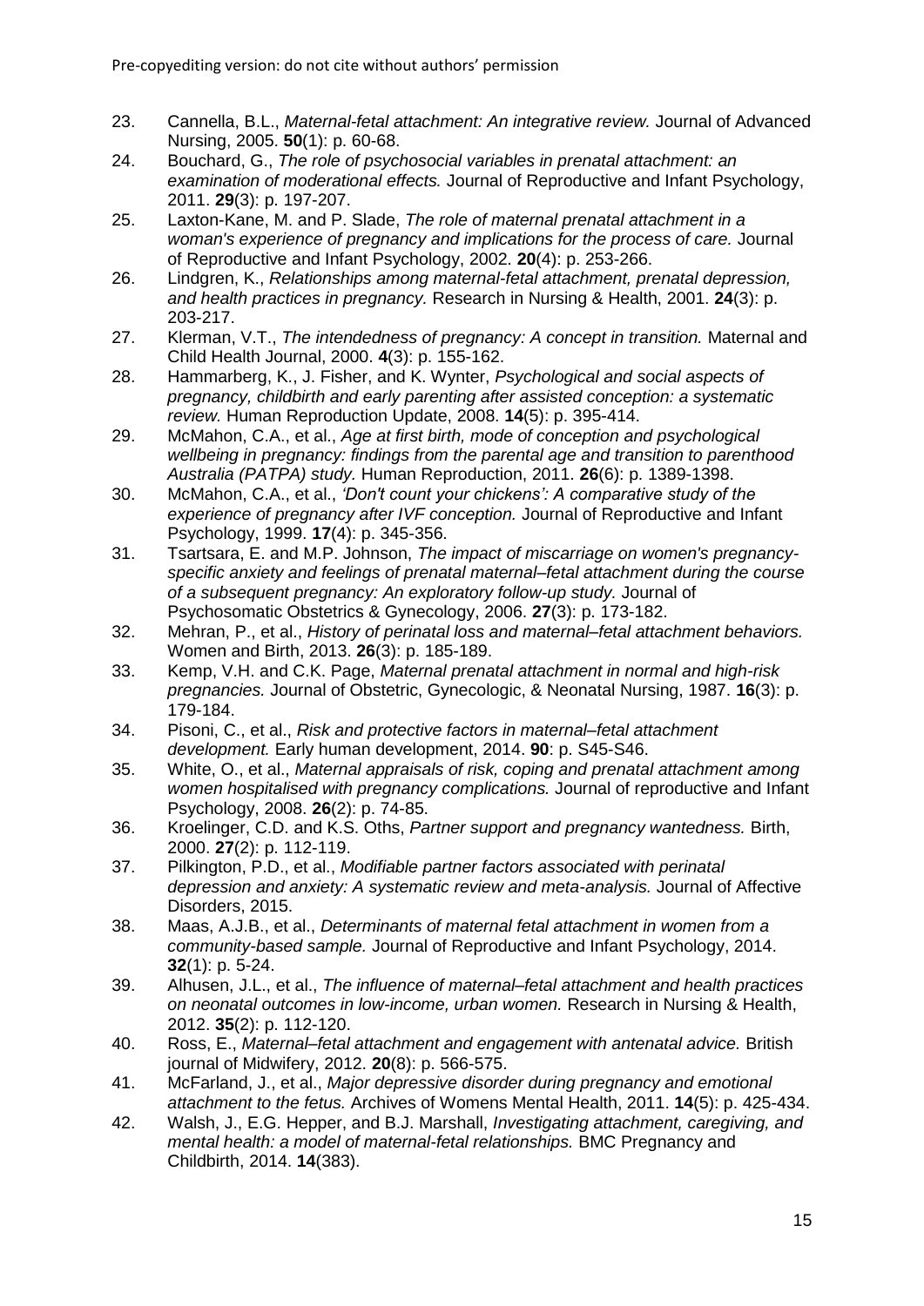23. Cannella, B.L., *Maternal-fetal attachment: An integrative review.* Journal of Advanced Nursing, 2005. **50**(1): p. 60-68.
24. Bouchard, G., *The role of psychosocial variables in prenatal attachment: an examination of moderational effects.* Journal of Reproductive and Infant Psychology, 2011. **29**(3): p. 197-207.
25. Laxton-Kane, M. and P. Slade, *The role of maternal prenatal attachment in a woman's experience of pregnancy and implications for the process of care.* Journal of Reproductive and Infant Psychology, 2002. **20**(4): p. 253-266.
26. Lindgren, K., *Relationships among maternal-fetal attachment, prenatal depression, and health practices in pregnancy.* Research in Nursing & Health, 2001. **24**(3): p. 203-217.
27. Klerman, V.T., *The intendedness of pregnancy: A concept in transition.* Maternal and Child Health Journal, 2000. **4**(3): p. 155-162.
28. Hammarberg, K., J. Fisher, and K. Wynter, *Psychological and social aspects of pregnancy, childbirth and early parenting after assisted conception: a systematic review.* Human Reproduction Update, 2008. **14**(5): p. 395-414.
29. McMahon, C.A., et al., *Age at first birth, mode of conception and psychological wellbeing in pregnancy: findings from the parental age and transition to parenthood Australia (PATPA) study.* Human Reproduction, 2011. **26**(6): p. 1389-1398.
30. McMahon, C.A., et al., *'Don't count your chickens': A comparative study of the experience of pregnancy after IVF conception.* Journal of Reproductive and Infant Psychology, 1999. **17**(4): p. 345-356.
31. Tsartsara, E. and M.P. Johnson, *The impact of miscarriage on women's pregnancy-specific anxiety and feelings of prenatal maternal–fetal attachment during the course of a subsequent pregnancy: An exploratory follow-up study.* Journal of Psychosomatic Obstetrics & Gynecology, 2006. **27**(3): p. 173-182.
32. Mehran, P., et al., *History of perinatal loss and maternal–fetal attachment behaviors.* Women and Birth, 2013. **26**(3): p. 185-189.
33. Kemp, V.H. and C.K. Page, *Maternal prenatal attachment in normal and high-risk pregnancies.* Journal of Obstetric, Gynecologic, & Neonatal Nursing, 1987. **16**(3): p. 179-184.
34. Pisoni, C., et al., *Risk and protective factors in maternal–fetal attachment development.* Early human development, 2014. **90**: p. S45-S46.
35. White, O., et al., *Maternal appraisals of risk, coping and prenatal attachment among women hospitalised with pregnancy complications.* Journal of reproductive and Infant Psychology, 2008. **26**(2): p. 74-85.
36. Kroelinger, C.D. and K.S. Oths, *Partner support and pregnancy wantedness.* Birth, 2000. **27**(2): p. 112-119.
37. Pilkington, P.D., et al., *Modifiable partner factors associated with perinatal depression and anxiety: A systematic review and meta-analysis.* Journal of Affective Disorders, 2015.
38. Maas, A.J.B., et al., *Determinants of maternal fetal attachment in women from a community-based sample.* Journal of Reproductive and Infant Psychology, 2014. **32**(1): p. 5-24.
39. Alhusen, J.L., et al., *The influence of maternal–fetal attachment and health practices on neonatal outcomes in low-income, urban women.* Research in Nursing & Health, 2012. **35**(2): p. 112-120.
40. Ross, E., *Maternal–fetal attachment and engagement with antenatal advice.* British journal of Midwifery, 2012. **20**(8): p. 566-575.
41. McFarland, J., et al., *Major depressive disorder during pregnancy and emotional attachment to the fetus.* Archives of Womens Mental Health, 2011. **14**(5): p. 425-434.
42. Walsh, J., E.G. Hepper, and B.J. Marshall, *Investigating attachment, caregiving, and mental health: a model of maternal-fetal relationships.* BMC Pregnancy and Childbirth, 2014. **14**(383).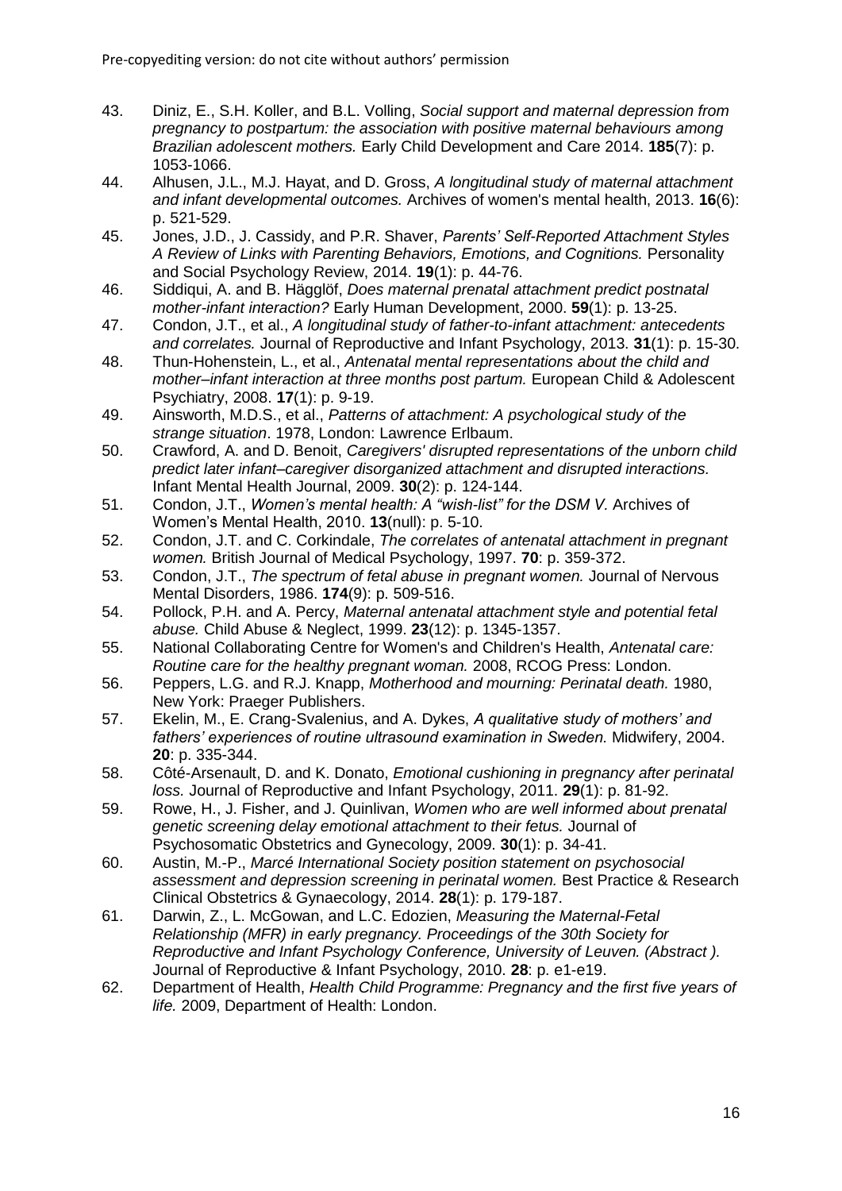43. Diniz, E., S.H. Koller, and B.L. Volling, *Social support and maternal depression from pregnancy to postpartum: the association with positive maternal behaviours among Brazilian adolescent mothers.* Early Child Development and Care 2014. **185**(7): p. 1053-1066.
44. Alhusen, J.L., M.J. Hayat, and D. Gross, *A longitudinal study of maternal attachment and infant developmental outcomes.* Archives of women's mental health, 2013. **16**(6): p. 521-529.
45. Jones, J.D., J. Cassidy, and P.R. Shaver, *Parents' Self-Reported Attachment Styles A Review of Links with Parenting Behaviors, Emotions, and Cognitions.* Personality and Social Psychology Review, 2014. **19**(1): p. 44-76.
46. Siddiqui, A. and B. Hägglöf, *Does maternal prenatal attachment predict postnatal mother-infant interaction?* Early Human Development, 2000. **59**(1): p. 13-25.
47. Condon, J.T., et al., *A longitudinal study of father-to-infant attachment: antecedents and correlates.* Journal of Reproductive and Infant Psychology, 2013. **31**(1): p. 15-30.
48. Thun-Hohenstein, L., et al., *Antenatal mental representations about the child and mother–infant interaction at three months post partum.* European Child & Adolescent Psychiatry, 2008. **17**(1): p. 9-19.
49. Ainsworth, M.D.S., et al., *Patterns of attachment: A psychological study of the strange situation*. 1978, London: Lawrence Erlbaum.
50. Crawford, A. and D. Benoit, *Caregivers' disrupted representations of the unborn child predict later infant–caregiver disorganized attachment and disrupted interactions.* Infant Mental Health Journal, 2009. **30**(2): p. 124-144.
51. Condon, J.T., *Women's mental health: A "wish-list" for the DSM V.* Archives of Women's Mental Health, 2010. **13**(null): p. 5-10.
52. Condon, J.T. and C. Corkindale, *The correlates of antenatal attachment in pregnant women.* British Journal of Medical Psychology, 1997. **70**: p. 359-372.
53. Condon, J.T., *The spectrum of fetal abuse in pregnant women.* Journal of Nervous Mental Disorders, 1986. **174**(9): p. 509-516.
54. Pollock, P.H. and A. Percy, *Maternal antenatal attachment style and potential fetal abuse.* Child Abuse & Neglect, 1999. **23**(12): p. 1345-1357.
55. National Collaborating Centre for Women's and Children's Health, *Antenatal care: Routine care for the healthy pregnant woman.* 2008, RCOG Press: London.
56. Peppers, L.G. and R.J. Knapp, *Motherhood and mourning: Perinatal death.* 1980, New York: Praeger Publishers.
57. Ekelin, M., E. Crang-Svalenius, and A. Dykes, *A qualitative study of mothers' and fathers' experiences of routine ultrasound examination in Sweden.* Midwifery, 2004. **20**: p. 335-344.
58. Côté-Arsenault, D. and K. Donato, *Emotional cushioning in pregnancy after perinatal loss.* Journal of Reproductive and Infant Psychology, 2011. **29**(1): p. 81-92.
59. Rowe, H., J. Fisher, and J. Quinlivan, *Women who are well informed about prenatal genetic screening delay emotional attachment to their fetus.* Journal of Psychosomatic Obstetrics and Gynecology, 2009. **30**(1): p. 34-41.
60. Austin, M.-P., *Marcé International Society position statement on psychosocial assessment and depression screening in perinatal women.* Best Practice & Research Clinical Obstetrics & Gynaecology, 2014. **28**(1): p. 179-187.
61. Darwin, Z., L. McGowan, and L.C. Edozien, *Measuring the Maternal-Fetal Relationship (MFR) in early pregnancy. Proceedings of the 30th Society for Reproductive and Infant Psychology Conference, University of Leuven. (Abstract ).* Journal of Reproductive & Infant Psychology, 2010. **28**: p. e1-e19.
62. Department of Health, *Health Child Programme: Pregnancy and the first five years of life.* 2009, Department of Health: London.